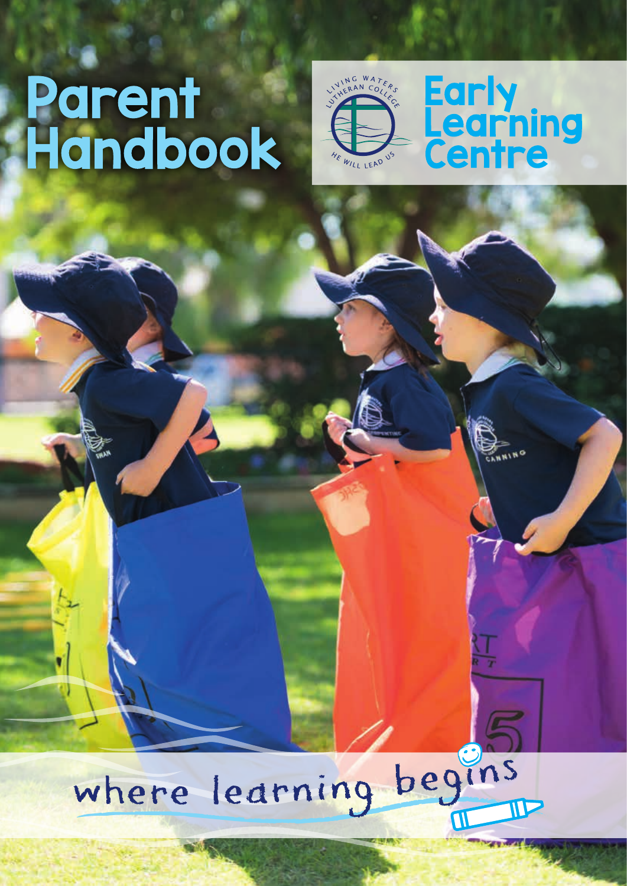# Parent Handbook

LIVING WATERS LUTHERAN COLLEGE

HE WILL LEAD US

# Early Learning Centre

where learning begins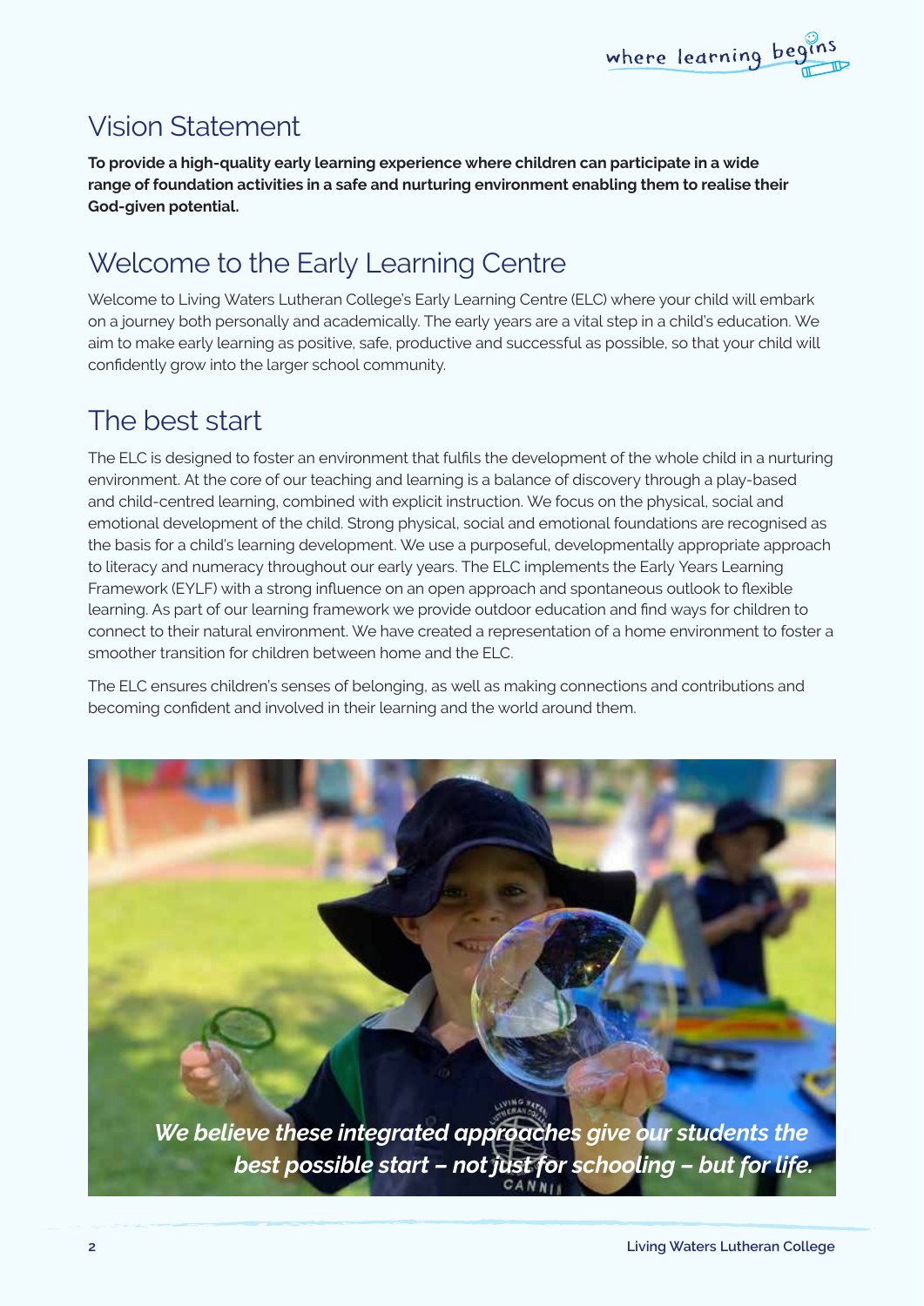## Vision Statement

**To provide a high-quality early learning experience where children can participate in a wide range of foundation activities in a safe and nurturing environment enabling them to realise their God-given potential.**

## Welcome to the Early Learning Centre

Welcome to Living Waters Lutheran College's Early Learning Centre (ELC) where your child will embark on a journey both personally and academically. The early years are a vital step in a child's education. We aim to make early learning as positive, safe, productive and successful as possible, so that your child will confidently grow into the larger school community.

## The best start

The ELC is designed to foster an environment that fulfils the development of the whole child in a nurturing environment. At the core of our teaching and learning is a balance of discovery through a play-based and child-centred learning, combined with explicit instruction. We focus on the physical, social and emotional development of the child. Strong physical, social and emotional foundations are recognised as the basis for a child's learning development. We use a purposeful, developmentally appropriate approach to literacy and numeracy throughout our early years. The ELC implements the Early Years Learning Framework (EYLF) with a strong influence on an open approach and spontaneous outlook to flexible learning. As part of our learning framework we provide outdoor education and find ways for children to connect to their natural environment. We have created a representation of a home environment to foster a smoother transition for children between home and the ELC.

The ELC ensures children's senses of belonging, as well as making connections and contributions and becoming confident and involved in their learning and the world around them.

***We believe these integrated approaches give our students the best possible start – not just for schooling – but for life.***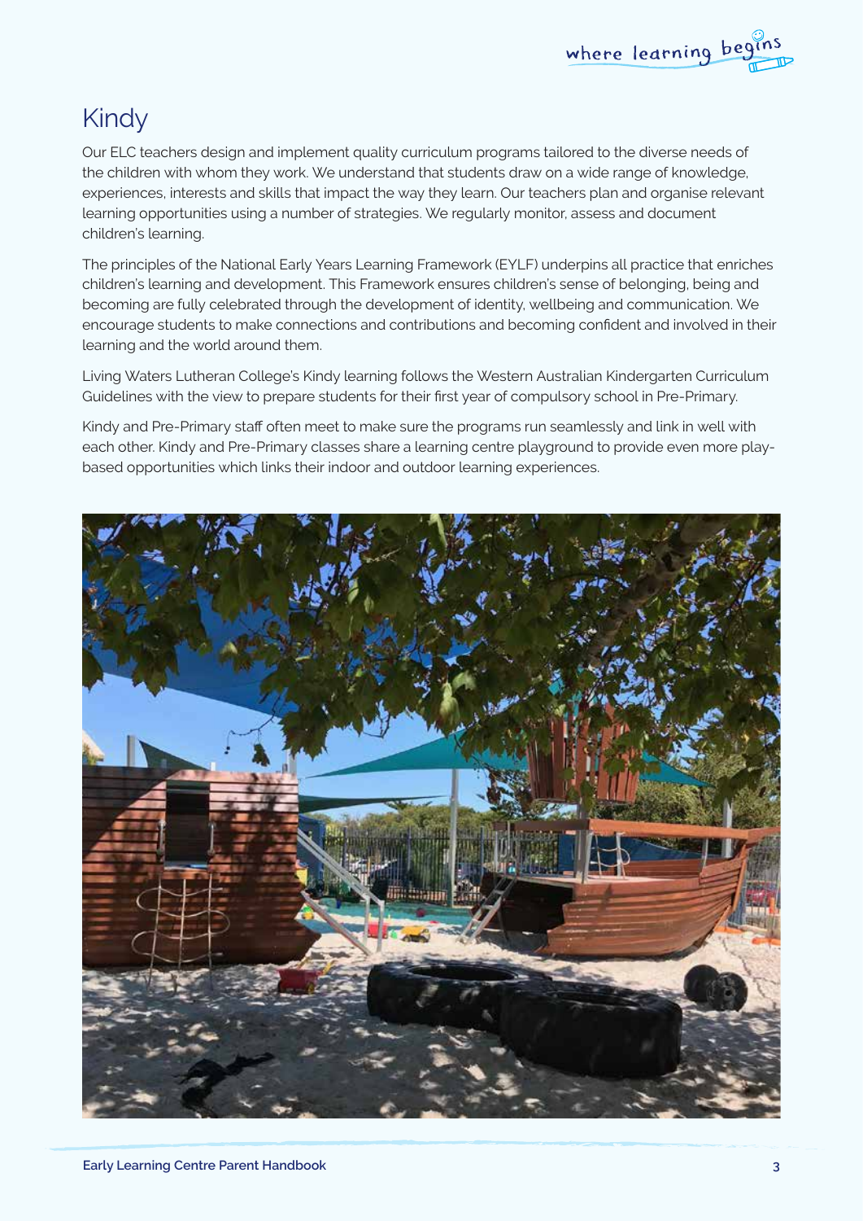# Kindy

Our ELC teachers design and implement quality curriculum programs tailored to the diverse needs of the children with whom they work. We understand that students draw on a wide range of knowledge, experiences, interests and skills that impact the way they learn. Our teachers plan and organise relevant learning opportunities using a number of strategies. We regularly monitor, assess and document children's learning.

The principles of the National Early Years Learning Framework (EYLF) underpins all practice that enriches children's learning and development. This Framework ensures children's sense of belonging, being and becoming are fully celebrated through the development of identity, wellbeing and communication. We encourage students to make connections and contributions and becoming confident and involved in their learning and the world around them.

Living Waters Lutheran College's Kindy learning follows the Western Australian Kindergarten Curriculum Guidelines with the view to prepare students for their first year of compulsory school in Pre-Primary.

Kindy and Pre-Primary staff often meet to make sure the programs run seamlessly and link in well with each other. Kindy and Pre-Primary classes share a learning centre playground to provide even more play-based opportunities which links their indoor and outdoor learning experiences.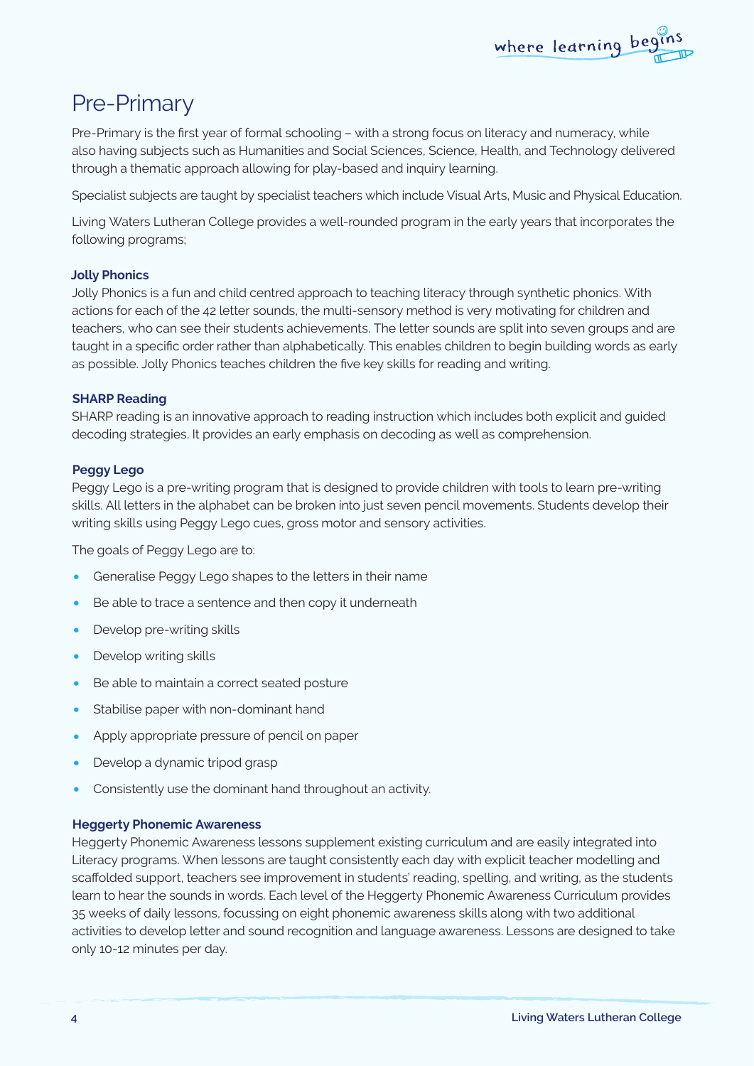# Pre-Primary

Pre-Primary is the first year of formal schooling – with a strong focus on literacy and numeracy, while also having subjects such as Humanities and Social Sciences, Science, Health, and Technology delivered through a thematic approach allowing for play-based and inquiry learning.

Specialist subjects are taught by specialist teachers which include Visual Arts, Music and Physical Education.

Living Waters Lutheran College provides a well-rounded program in the early years that incorporates the following programs;

### Jolly Phonics

Jolly Phonics is a fun and child centred approach to teaching literacy through synthetic phonics. With actions for each of the 42 letter sounds, the multi-sensory method is very motivating for children and teachers, who can see their students achievements. The letter sounds are split into seven groups and are taught in a specific order rather than alphabetically. This enables children to begin building words as early as possible. Jolly Phonics teaches children the five key skills for reading and writing.

### SHARP Reading

SHARP reading is an innovative approach to reading instruction which includes both explicit and guided decoding strategies. It provides an early emphasis on decoding as well as comprehension.

### Peggy Lego

Peggy Lego is a pre-writing program that is designed to provide children with tools to learn pre-writing skills. All letters in the alphabet can be broken into just seven pencil movements. Students develop their writing skills using Peggy Lego cues, gross motor and sensory activities.

The goals of Peggy Lego are to:

- Generalise Peggy Lego shapes to the letters in their name
- Be able to trace a sentence and then copy it underneath
- Develop pre-writing skills
- Develop writing skills
- Be able to maintain a correct seated posture
- Stabilise paper with non-dominant hand
- Apply appropriate pressure of pencil on paper
- Develop a dynamic tripod grasp
- Consistently use the dominant hand throughout an activity.

### Heggerty Phonemic Awareness

Heggerty Phonemic Awareness lessons supplement existing curriculum and are easily integrated into Literacy programs. When lessons are taught consistently each day with explicit teacher modelling and scaffolded support, teachers see improvement in students' reading, spelling, and writing, as the students learn to hear the sounds in words. Each level of the Heggerty Phonemic Awareness Curriculum provides 35 weeks of daily lessons, focussing on eight phonemic awareness skills along with two additional activities to develop letter and sound recognition and language awareness. Lessons are designed to take only 10-12 minutes per day.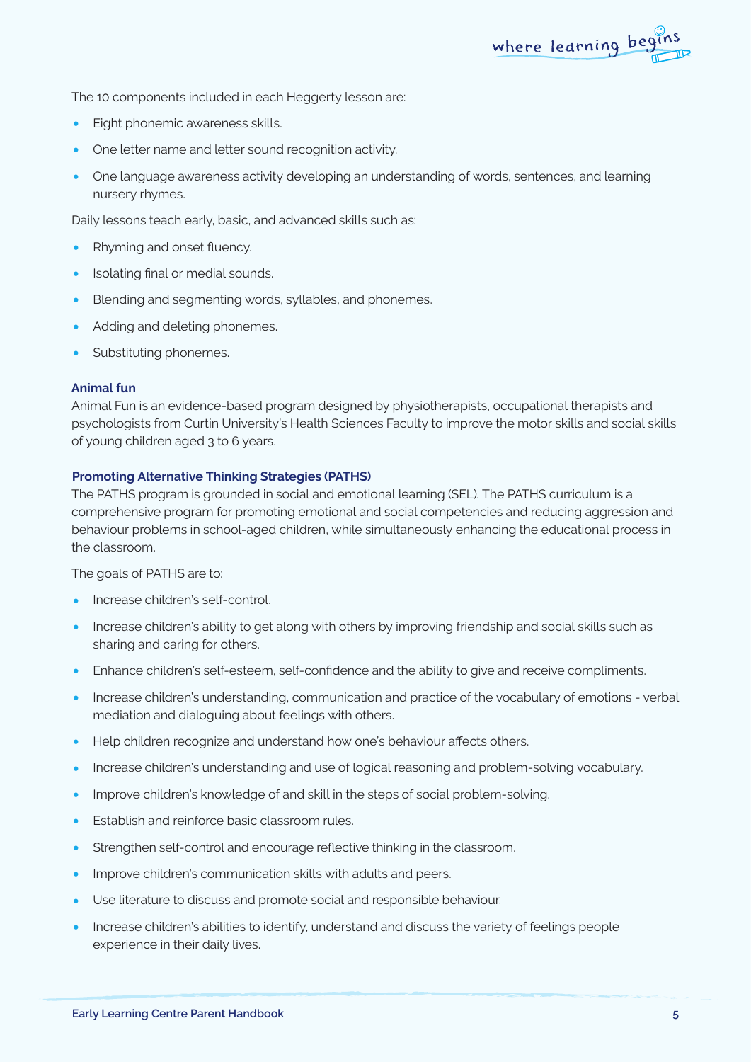The 10 components included in each Heggerty lesson are:

- Eight phonemic awareness skills.
- One letter name and letter sound recognition activity.
- One language awareness activity developing an understanding of words, sentences, and learning nursery rhymes.

Daily lessons teach early, basic, and advanced skills such as:

- Rhyming and onset fluency.
- Isolating final or medial sounds.
- Blending and segmenting words, syllables, and phonemes.
- Adding and deleting phonemes.
- Substituting phonemes.

### Animal fun

Animal Fun is an evidence-based program designed by physiotherapists, occupational therapists and psychologists from Curtin University's Health Sciences Faculty to improve the motor skills and social skills of young children aged 3 to 6 years.

### Promoting Alternative Thinking Strategies (PATHS)

The PATHS program is grounded in social and emotional learning (SEL). The PATHS curriculum is a comprehensive program for promoting emotional and social competencies and reducing aggression and behaviour problems in school-aged children, while simultaneously enhancing the educational process in the classroom.

The goals of PATHS are to:

- Increase children's self-control.
- Increase children's ability to get along with others by improving friendship and social skills such as sharing and caring for others.
- Enhance children's self-esteem, self-confidence and the ability to give and receive compliments.
- Increase children's understanding, communication and practice of the vocabulary of emotions - verbal mediation and dialoguing about feelings with others.
- Help children recognize and understand how one's behaviour affects others.
- Increase children's understanding and use of logical reasoning and problem-solving vocabulary.
- Improve children's knowledge of and skill in the steps of social problem-solving.
- Establish and reinforce basic classroom rules.
- Strengthen self-control and encourage reflective thinking in the classroom.
- Improve children's communication skills with adults and peers.
- Use literature to discuss and promote social and responsible behaviour.
- Increase children's abilities to identify, understand and discuss the variety of feelings people experience in their daily lives.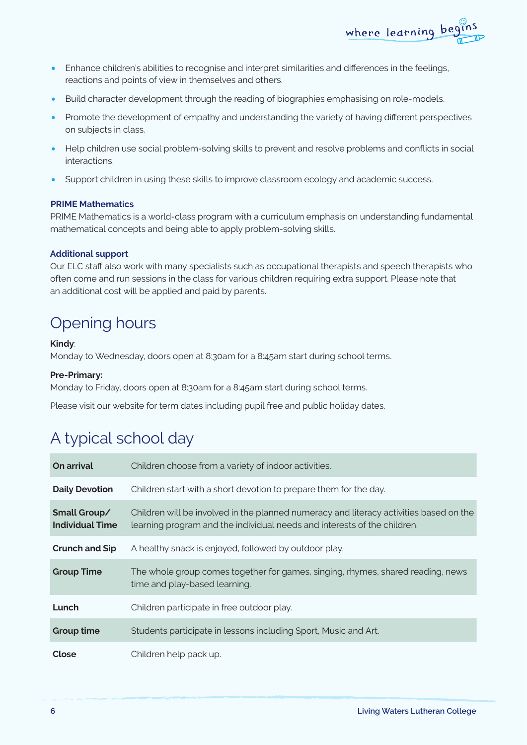- Enhance children's abilities to recognise and interpret similarities and differences in the feelings, reactions and points of view in themselves and others.
- Build character development through the reading of biographies emphasising on role-models.
- Promote the development of empathy and understanding the variety of having different perspectives on subjects in class.
- Help children use social problem-solving skills to prevent and resolve problems and conflicts in social interactions.
- Support children in using these skills to improve classroom ecology and academic success.

### PRIME Mathematics

PRIME Mathematics is a world-class program with a curriculum emphasis on understanding fundamental mathematical concepts and being able to apply problem-solving skills.

### Additional support

Our ELC staff also work with many specialists such as occupational therapists and speech therapists who often come and run sessions in the class for various children requiring extra support. Please note that an additional cost will be applied and paid by parents.

## Opening hours

**Kindy**:
Monday to Wednesday, doors open at 8:30am for a 8:45am start during school terms.

**Pre-Primary:**
Monday to Friday, doors open at 8:30am for a 8:45am start during school terms.

Please visit our website for term dates including pupil free and public holiday dates.

## A typical school day

| | |
|---|---|
| **On arrival** | Children choose from a variety of indoor activities. |
| **Daily Devotion** | Children start with a short devotion to prepare them for the day. |
| **Small Group/ Individual Time** | Children will be involved in the planned numeracy and literacy activities based on the learning program and the individual needs and interests of the children. |
| **Crunch and Sip** | A healthy snack is enjoyed, followed by outdoor play. |
| **Group Time** | The whole group comes together for games, singing, rhymes, shared reading, news time and play-based learning. |
| **Lunch** | Children participate in free outdoor play. |
| **Group time** | Students participate in lessons including Sport, Music and Art. |
| **Close** | Children help pack up. |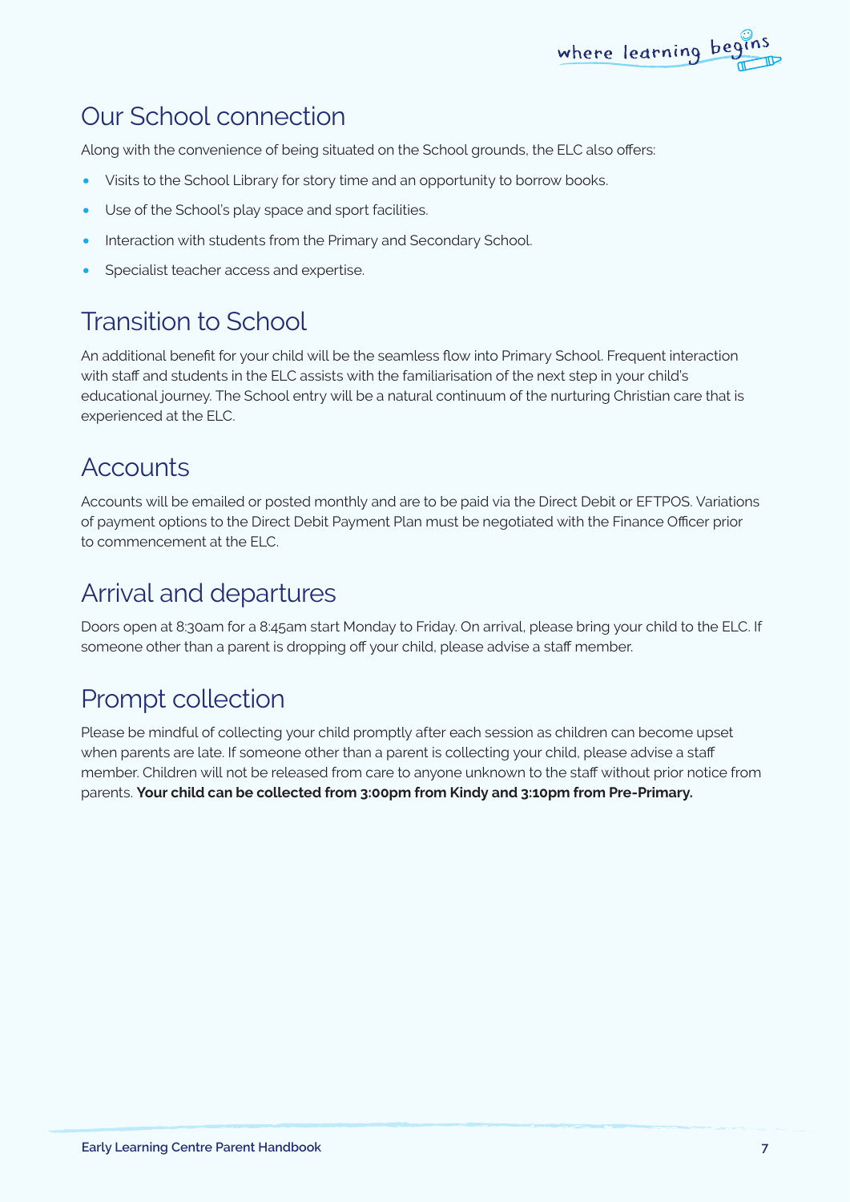## Our School connection

Along with the convenience of being situated on the School grounds, the ELC also offers:

- Visits to the School Library for story time and an opportunity to borrow books.
- Use of the School's play space and sport facilities.
- Interaction with students from the Primary and Secondary School.
- Specialist teacher access and expertise.

## Transition to School

An additional benefit for your child will be the seamless flow into Primary School. Frequent interaction with staff and students in the ELC assists with the familiarisation of the next step in your child's educational journey. The School entry will be a natural continuum of the nurturing Christian care that is experienced at the ELC.

## Accounts

Accounts will be emailed or posted monthly and are to be paid via the Direct Debit or EFTPOS. Variations of payment options to the Direct Debit Payment Plan must be negotiated with the Finance Officer prior to commencement at the ELC.

## Arrival and departures

Doors open at 8:30am for a 8:45am start Monday to Friday. On arrival, please bring your child to the ELC. If someone other than a parent is dropping off your child, please advise a staff member.

## Prompt collection

Please be mindful of collecting your child promptly after each session as children can become upset when parents are late. If someone other than a parent is collecting your child, please advise a staff member. Children will not be released from care to anyone unknown to the staff without prior notice from parents. **Your child can be collected from 3:00pm from Kindy and 3:10pm from Pre-Primary.**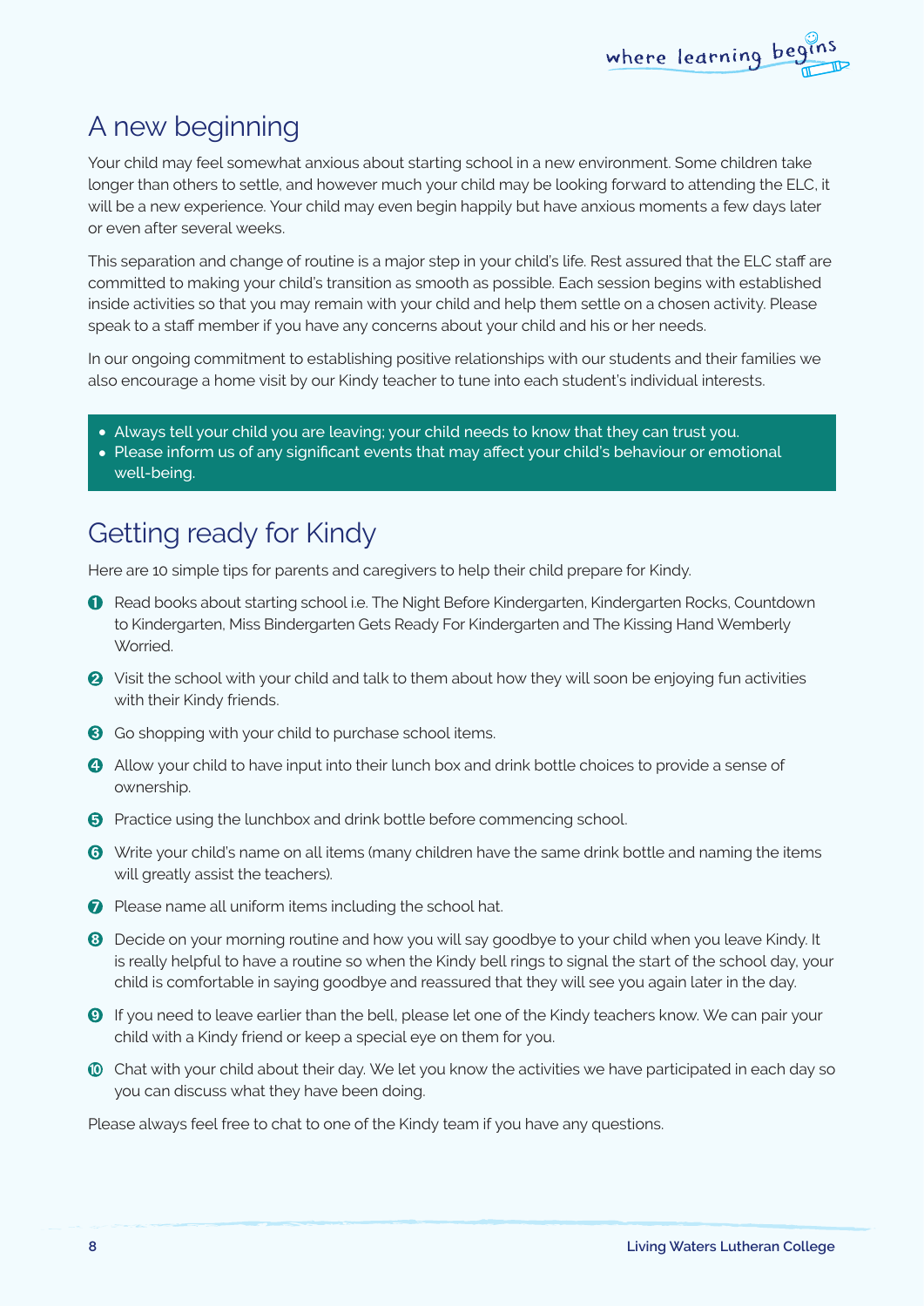## A new beginning

Your child may feel somewhat anxious about starting school in a new environment. Some children take longer than others to settle, and however much your child may be looking forward to attending the ELC, it will be a new experience. Your child may even begin happily but have anxious moments a few days later or even after several weeks.

This separation and change of routine is a major step in your child's life. Rest assured that the ELC staff are committed to making your child's transition as smooth as possible. Each session begins with established inside activities so that you may remain with your child and help them settle on a chosen activity. Please speak to a staff member if you have any concerns about your child and his or her needs.

In our ongoing commitment to establishing positive relationships with our students and their families we also encourage a home visit by our Kindy teacher to tune into each student's individual interests.

- Always tell your child you are leaving; your child needs to know that they can trust you.
- Please inform us of any significant events that may affect your child's behaviour or emotional well-being.

## Getting ready for Kindy

Here are 10 simple tips for parents and caregivers to help their child prepare for Kindy.

1. Read books about starting school i.e. The Night Before Kindergarten, Kindergarten Rocks, Countdown to Kindergarten, Miss Bindergarten Gets Ready For Kindergarten and The Kissing Hand Wemberly Worried.
2. Visit the school with your child and talk to them about how they will soon be enjoying fun activities with their Kindy friends.
3. Go shopping with your child to purchase school items.
4. Allow your child to have input into their lunch box and drink bottle choices to provide a sense of ownership.
5. Practice using the lunchbox and drink bottle before commencing school.
6. Write your child's name on all items (many children have the same drink bottle and naming the items will greatly assist the teachers).
7. Please name all uniform items including the school hat.
8. Decide on your morning routine and how you will say goodbye to your child when you leave Kindy. It is really helpful to have a routine so when the Kindy bell rings to signal the start of the school day, your child is comfortable in saying goodbye and reassured that they will see you again later in the day.
9. If you need to leave earlier than the bell, please let one of the Kindy teachers know. We can pair your child with a Kindy friend or keep a special eye on them for you.
10. Chat with your child about their day. We let you know the activities we have participated in each day so you can discuss what they have been doing.

Please always feel free to chat to one of the Kindy team if you have any questions.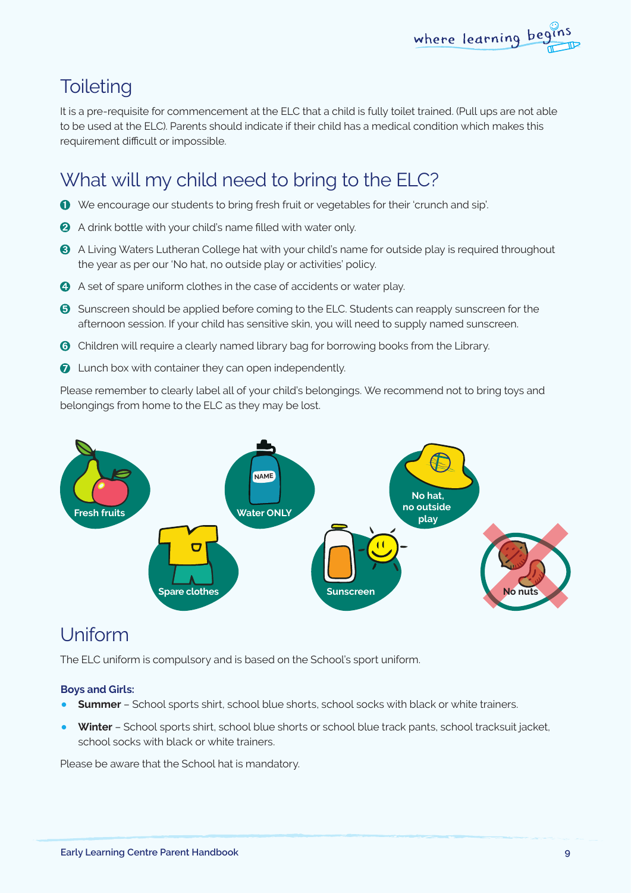## Toileting

It is a pre-requisite for commencement at the ELC that a child is fully toilet trained. (Pull ups are not able to be used at the ELC). Parents should indicate if their child has a medical condition which makes this requirement difficult or impossible.

## What will my child need to bring to the ELC?

1. We encourage our students to bring fresh fruit or vegetables for their 'crunch and sip'.
2. A drink bottle with your child's name filled with water only.
3. A Living Waters Lutheran College hat with your child's name for outside play is required throughout the year as per our 'No hat, no outside play or activities' policy.
4. A set of spare uniform clothes in the case of accidents or water play.
5. Sunscreen should be applied before coming to the ELC. Students can reapply sunscreen for the afternoon session. If your child has sensitive skin, you will need to supply named sunscreen.
6. Children will require a clearly named library bag for borrowing books from the Library.
7. Lunch box with container they can open independently.

Please remember to clearly label all of your child's belongings. We recommend not to bring toys and belongings from home to the ELC as they may be lost.

Fresh fruits

Water ONLY

No hat, no outside play

Spare clothes

Sunscreen

No nuts

## Uniform

The ELC uniform is compulsory and is based on the School's sport uniform.

**Boys and Girls:**

- **Summer** – School sports shirt, school blue shorts, school socks with black or white trainers.
- **Winter** – School sports shirt, school blue shorts or school blue track pants, school tracksuit jacket, school socks with black or white trainers.

Please be aware that the School hat is mandatory.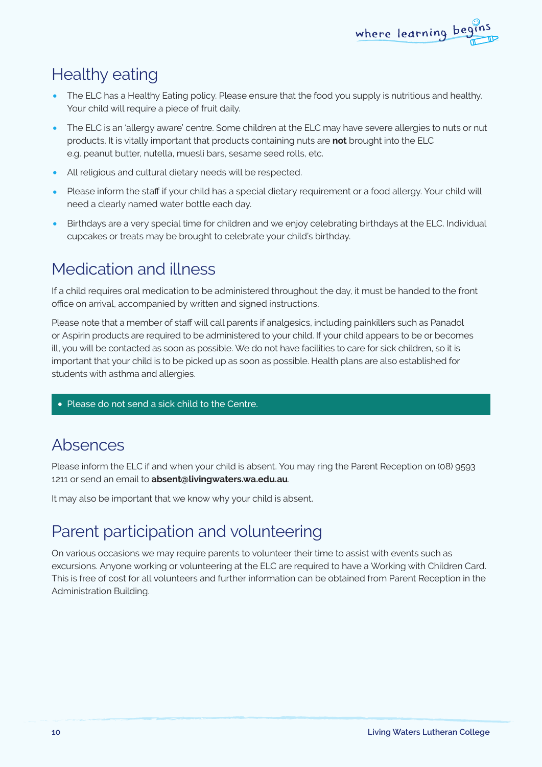## Healthy eating

- The ELC has a Healthy Eating policy. Please ensure that the food you supply is nutritious and healthy. Your child will require a piece of fruit daily.
- The ELC is an 'allergy aware' centre. Some children at the ELC may have severe allergies to nuts or nut products. It is vitally important that products containing nuts are **not** brought into the ELC e.g. peanut butter, nutella, muesli bars, sesame seed rolls, etc.
- All religious and cultural dietary needs will be respected.
- Please inform the staff if your child has a special dietary requirement or a food allergy. Your child will need a clearly named water bottle each day.
- Birthdays are a very special time for children and we enjoy celebrating birthdays at the ELC. Individual cupcakes or treats may be brought to celebrate your child's birthday.

## Medication and illness

If a child requires oral medication to be administered throughout the day, it must be handed to the front office on arrival, accompanied by written and signed instructions.

Please note that a member of staff will call parents if analgesics, including painkillers such as Panadol or Aspirin products are required to be administered to your child. If your child appears to be or becomes ill, you will be contacted as soon as possible. We do not have facilities to care for sick children, so it is important that your child is to be picked up as soon as possible. Health plans are also established for students with asthma and allergies.

- Please do not send a sick child to the Centre.

## Absences

Please inform the ELC if and when your child is absent. You may ring the Parent Reception on (08) 9593 1211 or send an email to **absent@livingwaters.wa.edu.au**.

It may also be important that we know why your child is absent.

## Parent participation and volunteering

On various occasions we may require parents to volunteer their time to assist with events such as excursions. Anyone working or volunteering at the ELC are required to have a Working with Children Card. This is free of cost for all volunteers and further information can be obtained from Parent Reception in the Administration Building.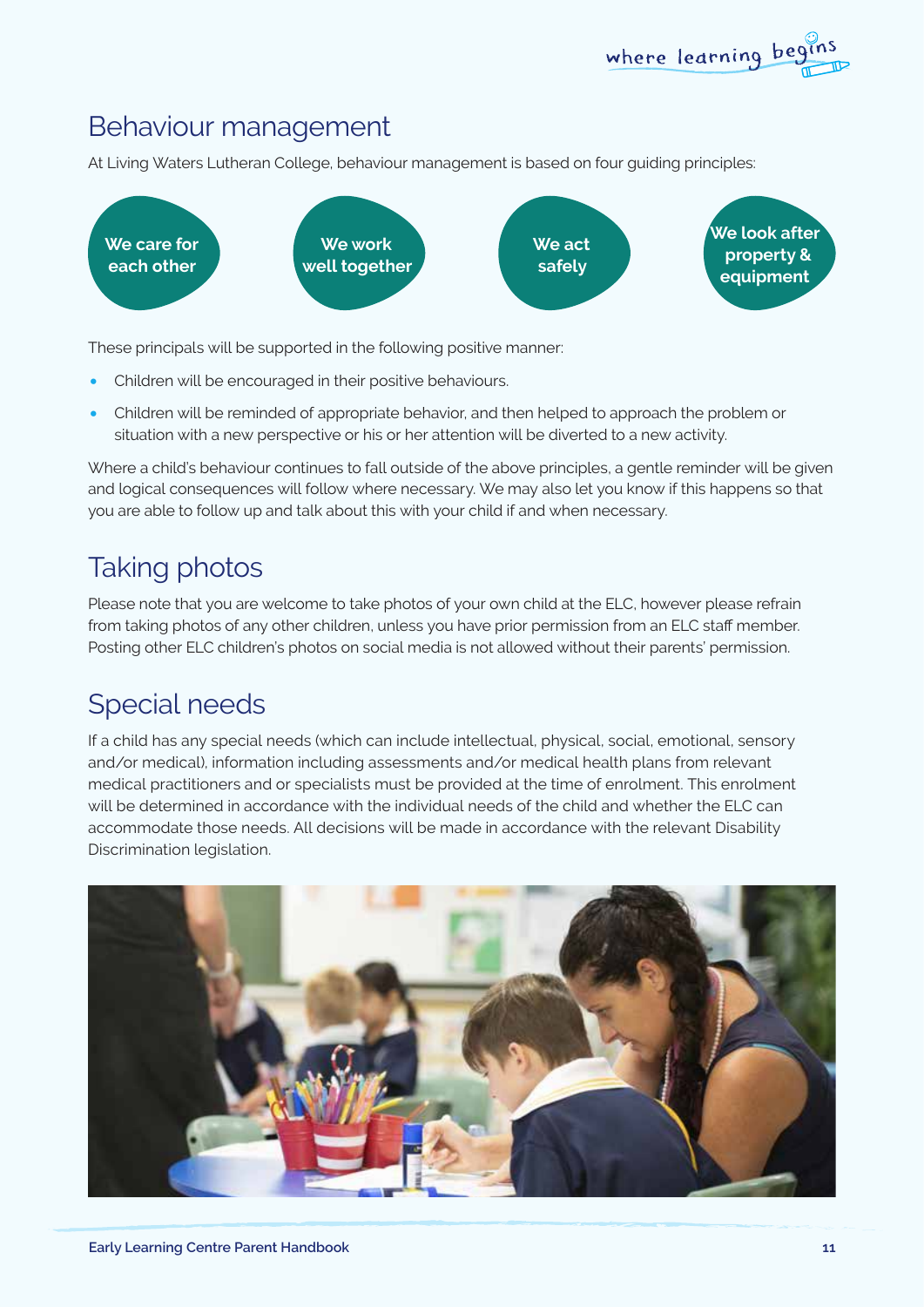## Behaviour management

At Living Waters Lutheran College, behaviour management is based on four guiding principles:

- **We care for each other**
- **We work well together**
- **We act safely**
- **We look after property & equipment**

These principals will be supported in the following positive manner:

- Children will be encouraged in their positive behaviours.
- Children will be reminded of appropriate behavior, and then helped to approach the problem or situation with a new perspective or his or her attention will be diverted to a new activity.

Where a child's behaviour continues to fall outside of the above principles, a gentle reminder will be given and logical consequences will follow where necessary. We may also let you know if this happens so that you are able to follow up and talk about this with your child if and when necessary.

## Taking photos

Please note that you are welcome to take photos of your own child at the ELC, however please refrain from taking photos of any other children, unless you have prior permission from an ELC staff member. Posting other ELC children's photos on social media is not allowed without their parents' permission.

## Special needs

If a child has any special needs (which can include intellectual, physical, social, emotional, sensory and/or medical), information including assessments and/or medical health plans from relevant medical practitioners and or specialists must be provided at the time of enrolment. This enrolment will be determined in accordance with the individual needs of the child and whether the ELC can accommodate those needs. All decisions will be made in accordance with the relevant Disability Discrimination legislation.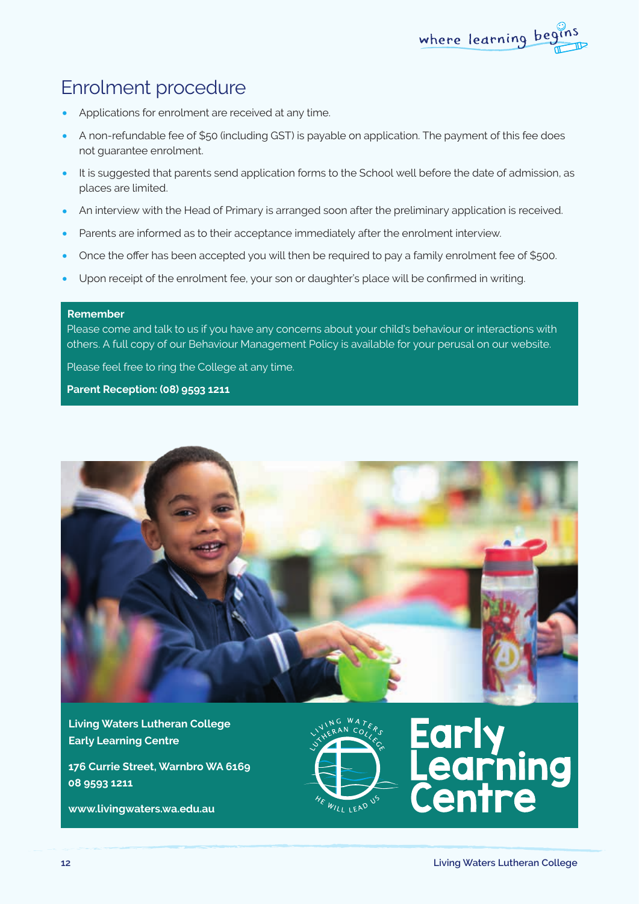## Enrolment procedure

- Applications for enrolment are received at any time.
- A non-refundable fee of $50 (including GST) is payable on application. The payment of this fee does not guarantee enrolment.
- It is suggested that parents send application forms to the School well before the date of admission, as places are limited.
- An interview with the Head of Primary is arranged soon after the preliminary application is received.
- Parents are informed as to their acceptance immediately after the enrolment interview.
- Once the offer has been accepted you will then be required to pay a family enrolment fee of $500.
- Upon receipt of the enrolment fee, your son or daughter's place will be confirmed in writing.

**Remember**

Please come and talk to us if you have any concerns about your child's behaviour or interactions with others. A full copy of our Behaviour Management Policy is available for your perusal on our website.

Please feel free to ring the College at any time.

**Parent Reception: (08) 9593 1211**

**Living Waters Lutheran College**
**Early Learning Centre**

**176 Currie Street, Warnbro WA 6169**
**08 9593 1211**

**www.livingwaters.wa.edu.au**

Living Waters Lutheran College — He will lead us

Early Learning Centre